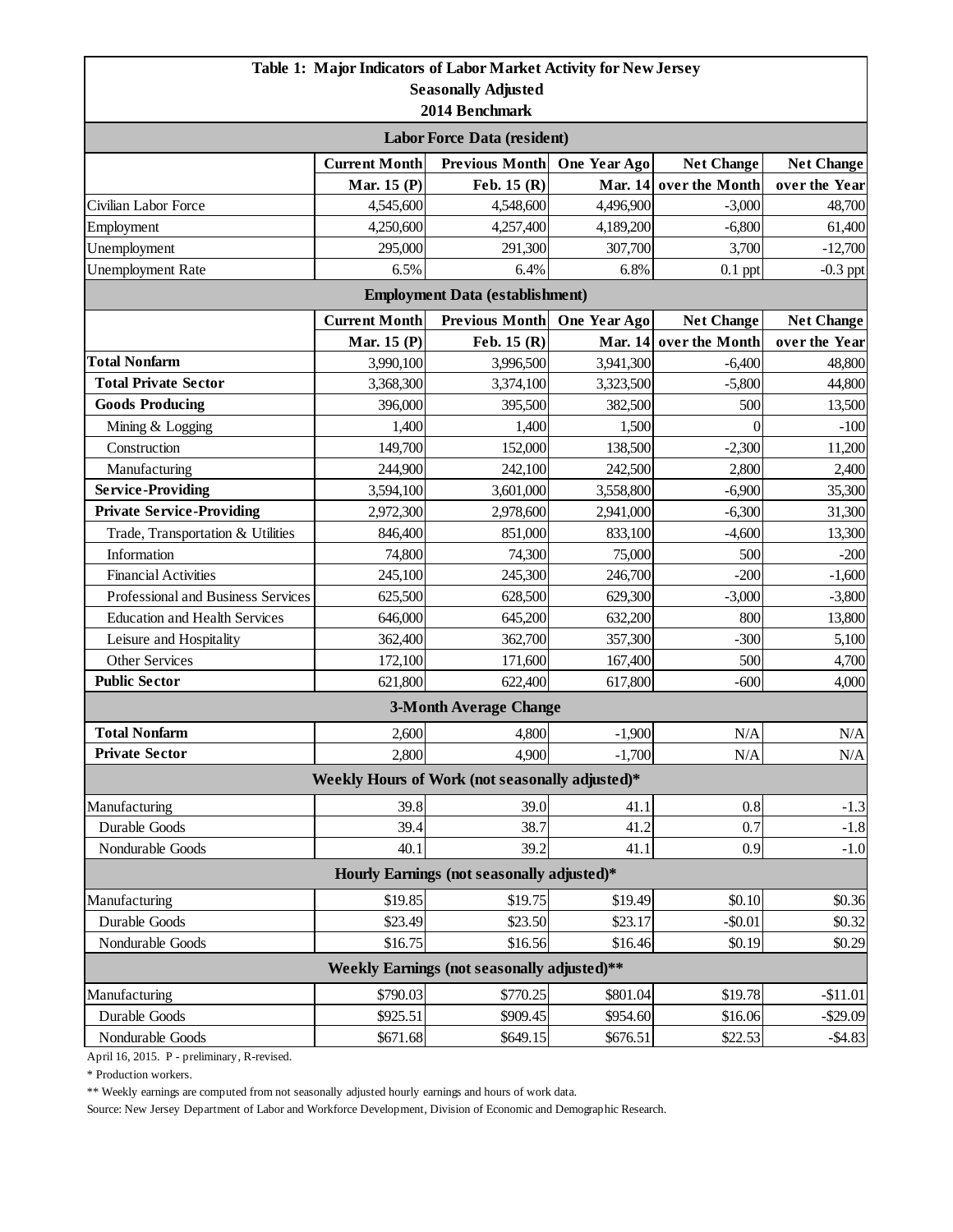**Table 1: Major Indicators of Labor Market Activity for New Jersey**
**Seasonally Adjusted**
**2014 Benchmark**

| | Current Month | Previous Month | One Year Ago | Net Change | Net Change |
|---|---|---|---|---|---|
| | Mar. 15 (P) | Feb. 15 (R) | Mar. 14 | over the Month | over the Year |
| **Labor Force Data (resident)** | | | | | |
| Civilian Labor Force | 4,545,600 | 4,548,600 | 4,496,900 | -3,000 | 48,700 |
| Employment | 4,250,600 | 4,257,400 | 4,189,200 | -6,800 | 61,400 |
| Unemployment | 295,000 | 291,300 | 307,700 | 3,700 | -12,700 |
| Unemployment Rate | 6.5% | 6.4% | 6.8% | 0.1 ppt | -0.3 ppt |
| **Employment Data (establishment)** | | | | | |
| | Current Month | Previous Month | One Year Ago | Net Change | Net Change |
| | Mar. 15 (P) | Feb. 15 (R) | Mar. 14 | over the Month | over the Year |
| **Total Nonfarm** | 3,990,100 | 3,996,500 | 3,941,300 | -6,400 | 48,800 |
| **Total Private Sector** | 3,368,300 | 3,374,100 | 3,323,500 | -5,800 | 44,800 |
| **Goods Producing** | 396,000 | 395,500 | 382,500 | 500 | 13,500 |
| Mining & Logging | 1,400 | 1,400 | 1,500 | 0 | -100 |
| Construction | 149,700 | 152,000 | 138,500 | -2,300 | 11,200 |
| Manufacturing | 244,900 | 242,100 | 242,500 | 2,800 | 2,400 |
| **Service-Providing** | 3,594,100 | 3,601,000 | 3,558,800 | -6,900 | 35,300 |
| **Private Service-Providing** | 2,972,300 | 2,978,600 | 2,941,000 | -6,300 | 31,300 |
| Trade, Transportation & Utilities | 846,400 | 851,000 | 833,100 | -4,600 | 13,300 |
| Information | 74,800 | 74,300 | 75,000 | 500 | -200 |
| Financial Activities | 245,100 | 245,300 | 246,700 | -200 | -1,600 |
| Professional and Business Services | 625,500 | 628,500 | 629,300 | -3,000 | -3,800 |
| Education and Health Services | 646,000 | 645,200 | 632,200 | 800 | 13,800 |
| Leisure and Hospitality | 362,400 | 362,700 | 357,300 | -300 | 5,100 |
| Other Services | 172,100 | 171,600 | 167,400 | 500 | 4,700 |
| **Public Sector** | 621,800 | 622,400 | 617,800 | -600 | 4,000 |
| **3-Month Average Change** | | | | | |
| **Total Nonfarm** | 2,600 | 4,800 | -1,900 | N/A | N/A |
| **Private Sector** | 2,800 | 4,900 | -1,700 | N/A | N/A |
| **Weekly Hours of Work (not seasonally adjusted)*** | | | | | |
| Manufacturing | 39.8 | 39.0 | 41.1 | 0.8 | -1.3 |
| Durable Goods | 39.4 | 38.7 | 41.2 | 0.7 | -1.8 |
| Nondurable Goods | 40.1 | 39.2 | 41.1 | 0.9 | -1.0 |
| **Hourly Earnings (not seasonally adjusted)*** | | | | | |
| Manufacturing | $19.85 | $19.75 | $19.49 | $0.10 | $0.36 |
| Durable Goods | $23.49 | $23.50 | $23.17 | -$0.01 | $0.32 |
| Nondurable Goods | $16.75 | $16.56 | $16.46 | $0.19 | $0.29 |
| **Weekly Earnings (not seasonally adjusted)**** | | | | | |
| Manufacturing | $790.03 | $770.25 | $801.04 | $19.78 | -$11.01 |
| Durable Goods | $925.51 | $909.45 | $954.60 | $16.06 | -$29.09 |
| Nondurable Goods | $671.68 | $649.15 | $676.51 | $22.53 | -$4.83 |

April 16, 2015. P - preliminary, R-revised.

* Production workers.

** Weekly earnings are computed from not seasonally adjusted hourly earnings and hours of work data.

Source: New Jersey Department of Labor and Workforce Development, Division of Economic and Demographic Research.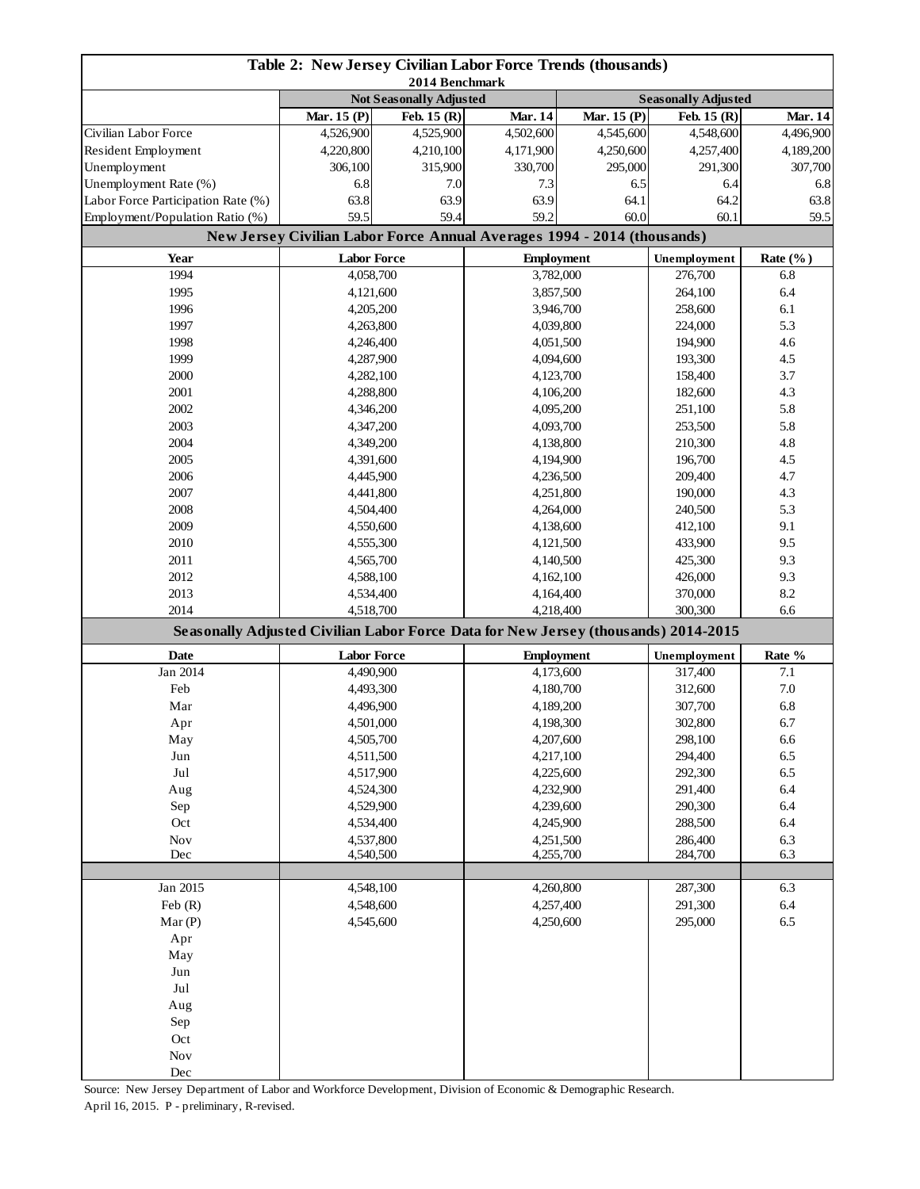## Table 2: New Jersey Civilian Labor Force Trends (thousands)

2014 Benchmark

| | Not Seasonally Adjusted | | | Seasonally Adjusted | | |
|---|---|---|---|---|---|---|
| | Mar. 15 (P) | Feb. 15 (R) | Mar. 14 | Mar. 15 (P) | Feb. 15 (R) | Mar. 14 |
| Civilian Labor Force | 4,526,900 | 4,525,900 | 4,502,600 | 4,545,600 | 4,548,600 | 4,496,900 |
| Resident Employment | 4,220,800 | 4,210,100 | 4,171,900 | 4,250,600 | 4,257,400 | 4,189,200 |
| Unemployment | 306,100 | 315,900 | 330,700 | 295,000 | 291,300 | 307,700 |
| Unemployment Rate (%) | 6.8 | 7.0 | 7.3 | 6.5 | 6.4 | 6.8 |
| Labor Force Participation Rate (%) | 63.8 | 63.9 | 63.9 | 64.1 | 64.2 | 63.8 |
| Employment/Population Ratio (%) | 59.5 | 59.4 | 59.2 | 60.0 | 60.1 | 59.5 |

## New Jersey Civilian Labor Force Annual Averages 1994 - 2014 (thousands)

| Year | Labor Force | Employment | Unemployment | Rate (%) |
|---|---|---|---|---|
| 1994 | 4,058,700 | 3,782,000 | 276,700 | 6.8 |
| 1995 | 4,121,600 | 3,857,500 | 264,100 | 6.4 |
| 1996 | 4,205,200 | 3,946,700 | 258,600 | 6.1 |
| 1997 | 4,263,800 | 4,039,800 | 224,000 | 5.3 |
| 1998 | 4,246,400 | 4,051,500 | 194,900 | 4.6 |
| 1999 | 4,287,900 | 4,094,600 | 193,300 | 4.5 |
| 2000 | 4,282,100 | 4,123,700 | 158,400 | 3.7 |
| 2001 | 4,288,800 | 4,106,200 | 182,600 | 4.3 |
| 2002 | 4,346,200 | 4,095,200 | 251,100 | 5.8 |
| 2003 | 4,347,200 | 4,093,700 | 253,500 | 5.8 |
| 2004 | 4,349,200 | 4,138,800 | 210,300 | 4.8 |
| 2005 | 4,391,600 | 4,194,900 | 196,700 | 4.5 |
| 2006 | 4,445,900 | 4,236,500 | 209,400 | 4.7 |
| 2007 | 4,441,800 | 4,251,800 | 190,000 | 4.3 |
| 2008 | 4,504,400 | 4,264,000 | 240,500 | 5.3 |
| 2009 | 4,550,600 | 4,138,600 | 412,100 | 9.1 |
| 2010 | 4,555,300 | 4,121,500 | 433,900 | 9.5 |
| 2011 | 4,565,700 | 4,140,500 | 425,300 | 9.3 |
| 2012 | 4,588,100 | 4,162,100 | 426,000 | 9.3 |
| 2013 | 4,534,400 | 4,164,400 | 370,000 | 8.2 |
| 2014 | 4,518,700 | 4,218,400 | 300,300 | 6.6 |

## Seasonally Adjusted Civilian Labor Force Data for New Jersey (thousands) 2014-2015

| Date | Labor Force | Employment | Unemployment | Rate % |
|---|---|---|---|---|
| Jan 2014 | 4,490,900 | 4,173,600 | 317,400 | 7.1 |
| Feb | 4,493,300 | 4,180,700 | 312,600 | 7.0 |
| Mar | 4,496,900 | 4,189,200 | 307,700 | 6.8 |
| Apr | 4,501,000 | 4,198,300 | 302,800 | 6.7 |
| May | 4,505,700 | 4,207,600 | 298,100 | 6.6 |
| Jun | 4,511,500 | 4,217,100 | 294,400 | 6.5 |
| Jul | 4,517,900 | 4,225,600 | 292,300 | 6.5 |
| Aug | 4,524,300 | 4,232,900 | 291,400 | 6.4 |
| Sep | 4,529,900 | 4,239,600 | 290,300 | 6.4 |
| Oct | 4,534,400 | 4,245,900 | 288,500 | 6.4 |
| Nov | 4,537,800 | 4,251,500 | 286,400 | 6.3 |
| Dec | 4,540,500 | 4,255,700 | 284,700 | 6.3 |
| | | | | |
| Jan 2015 | 4,548,100 | 4,260,800 | 287,300 | 6.3 |
| Feb (R) | 4,548,600 | 4,257,400 | 291,300 | 6.4 |
| Mar (P) | 4,545,600 | 4,250,600 | 295,000 | 6.5 |
| Apr | | | | |
| May | | | | |
| Jun | | | | |
| Jul | | | | |
| Aug | | | | |
| Sep | | | | |
| Oct | | | | |
| Nov | | | | |
| Dec | | | | |

Source: New Jersey Department of Labor and Workforce Development, Division of Economic & Demographic Research.

April 16, 2015. P - preliminary, R-revised.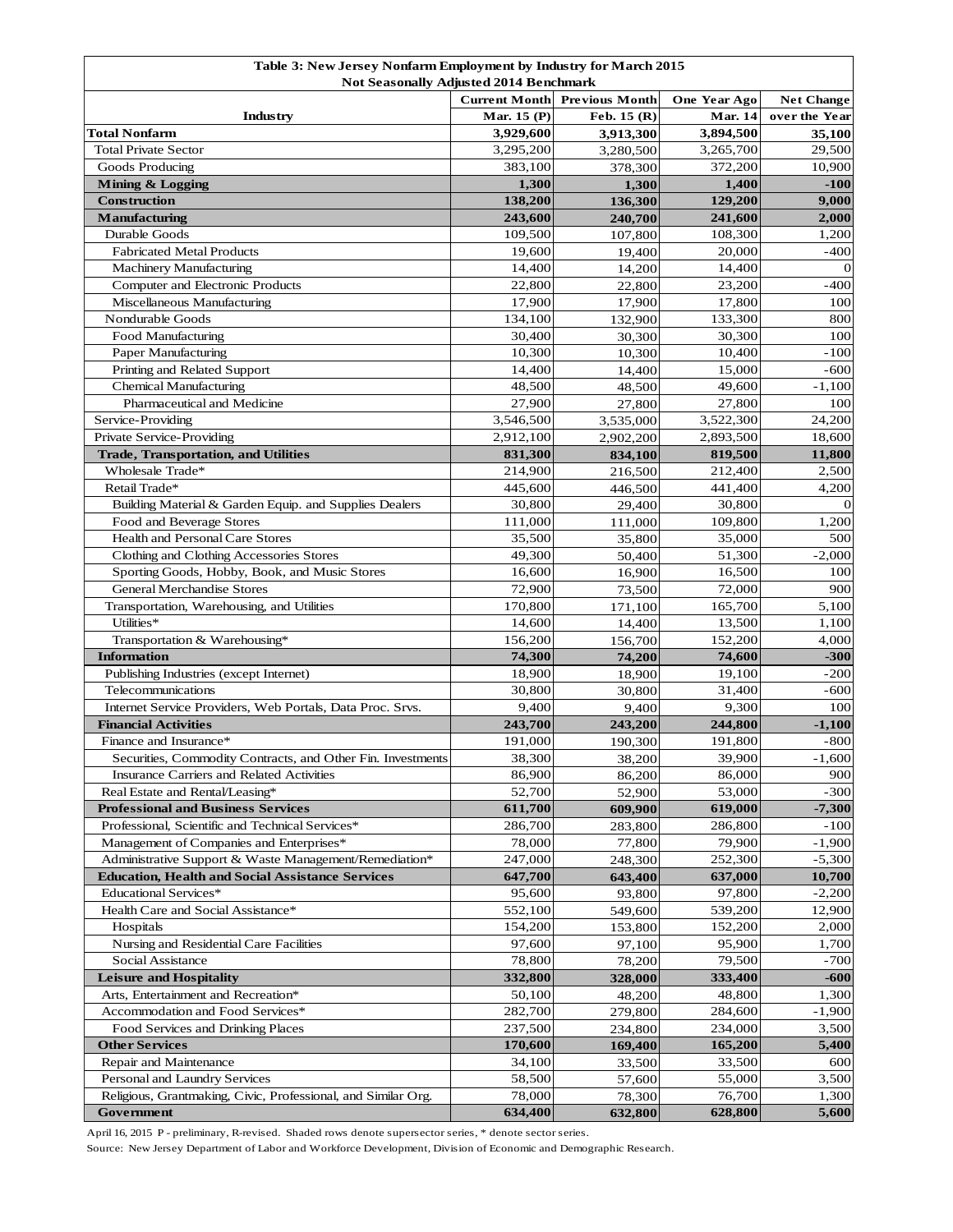**Table 3: New Jersey Nonfarm Employment by Industry for March 2015**
**Not Seasonally Adjusted 2014 Benchmark**

| Industry | Current Month Mar. 15 (P) | Previous Month Feb. 15 (R) | One Year Ago Mar. 14 | Net Change over the Year |
|---|---|---|---|---|
| **Total Nonfarm** | **3,929,600** | **3,913,300** | **3,894,500** | **35,100** |
| Total Private Sector | 3,295,200 | 3,280,500 | 3,265,700 | 29,500 |
| Goods Producing | 383,100 | 378,300 | 372,200 | 10,900 |
| **Mining & Logging** | **1,300** | **1,300** | **1,400** | **-100** |
| **Construction** | **138,200** | **136,300** | **129,200** | **9,000** |
| **Manufacturing** | **243,600** | **240,700** | **241,600** | **2,000** |
| Durable Goods | 109,500 | 107,800 | 108,300 | 1,200 |
| Fabricated Metal Products | 19,600 | 19,400 | 20,000 | -400 |
| Machinery Manufacturing | 14,400 | 14,200 | 14,400 | 0 |
| Computer and Electronic Products | 22,800 | 22,800 | 23,200 | -400 |
| Miscellaneous Manufacturing | 17,900 | 17,900 | 17,800 | 100 |
| Nondurable Goods | 134,100 | 132,900 | 133,300 | 800 |
| Food Manufacturing | 30,400 | 30,300 | 30,300 | 100 |
| Paper Manufacturing | 10,300 | 10,300 | 10,400 | -100 |
| Printing and Related Support | 14,400 | 14,400 | 15,000 | -600 |
| Chemical Manufacturing | 48,500 | 48,500 | 49,600 | -1,100 |
| Pharmaceutical and Medicine | 27,900 | 27,800 | 27,800 | 100 |
| Service-Providing | 3,546,500 | 3,535,000 | 3,522,300 | 24,200 |
| Private Service-Providing | 2,912,100 | 2,902,200 | 2,893,500 | 18,600 |
| **Trade, Transportation, and Utilities** | **831,300** | **834,100** | **819,500** | **11,800** |
| Wholesale Trade* | 214,900 | 216,500 | 212,400 | 2,500 |
| Retail Trade* | 445,600 | 446,500 | 441,400 | 4,200 |
| Building Material & Garden Equip. and Supplies Dealers | 30,800 | 29,400 | 30,800 | 0 |
| Food and Beverage Stores | 111,000 | 111,000 | 109,800 | 1,200 |
| Health and Personal Care Stores | 35,500 | 35,800 | 35,000 | 500 |
| Clothing and Clothing Accessories Stores | 49,300 | 50,400 | 51,300 | -2,000 |
| Sporting Goods, Hobby, Book, and Music Stores | 16,600 | 16,900 | 16,500 | 100 |
| General Merchandise Stores | 72,900 | 73,500 | 72,000 | 900 |
| Transportation, Warehousing, and Utilities | 170,800 | 171,100 | 165,700 | 5,100 |
| Utilities* | 14,600 | 14,400 | 13,500 | 1,100 |
| Transportation & Warehousing* | 156,200 | 156,700 | 152,200 | 4,000 |
| **Information** | **74,300** | **74,200** | **74,600** | **-300** |
| Publishing Industries (except Internet) | 18,900 | 18,900 | 19,100 | -200 |
| Telecommunications | 30,800 | 30,800 | 31,400 | -600 |
| Internet Service Providers, Web Portals, Data Proc. Srvs. | 9,400 | 9,400 | 9,300 | 100 |
| **Financial Activities** | **243,700** | **243,200** | **244,800** | **-1,100** |
| Finance and Insurance* | 191,000 | 190,300 | 191,800 | -800 |
| Securities, Commodity Contracts, and Other Fin. Investments | 38,300 | 38,200 | 39,900 | -1,600 |
| Insurance Carriers and Related Activities | 86,900 | 86,200 | 86,000 | 900 |
| Real Estate and Rental/Leasing* | 52,700 | 52,900 | 53,000 | -300 |
| **Professional and Business Services** | **611,700** | **609,900** | **619,000** | **-7,300** |
| Professional, Scientific and Technical Services* | 286,700 | 283,800 | 286,800 | -100 |
| Management of Companies and Enterprises* | 78,000 | 77,800 | 79,900 | -1,900 |
| Administrative Support & Waste Management/Remediation* | 247,000 | 248,300 | 252,300 | -5,300 |
| **Education, Health and Social Assistance Services** | **647,700** | **643,400** | **637,000** | **10,700** |
| Educational Services* | 95,600 | 93,800 | 97,800 | -2,200 |
| Health Care and Social Assistance* | 552,100 | 549,600 | 539,200 | 12,900 |
| Hospitals | 154,200 | 153,800 | 152,200 | 2,000 |
| Nursing and Residential Care Facilities | 97,600 | 97,100 | 95,900 | 1,700 |
| Social Assistance | 78,800 | 78,200 | 79,500 | -700 |
| **Leisure and Hospitality** | **332,800** | **328,000** | **333,400** | **-600** |
| Arts, Entertainment and Recreation* | 50,100 | 48,200 | 48,800 | 1,300 |
| Accommodation and Food Services* | 282,700 | 279,800 | 284,600 | -1,900 |
| Food Services and Drinking Places | 237,500 | 234,800 | 234,000 | 3,500 |
| **Other Services** | **170,600** | **169,400** | **165,200** | **5,400** |
| Repair and Maintenance | 34,100 | 33,500 | 33,500 | 600 |
| Personal and Laundry Services | 58,500 | 57,600 | 55,000 | 3,500 |
| Religious, Grantmaking, Civic, Professional, and Similar Org. | 78,000 | 78,300 | 76,700 | 1,300 |
| **Government** | **634,400** | **632,800** | **628,800** | **5,600** |

April 16, 2015 P - preliminary, R-revised. Shaded rows denote supersector series, * denote sector series.

Source: New Jersey Department of Labor and Workforce Development, Division of Economic and Demographic Research.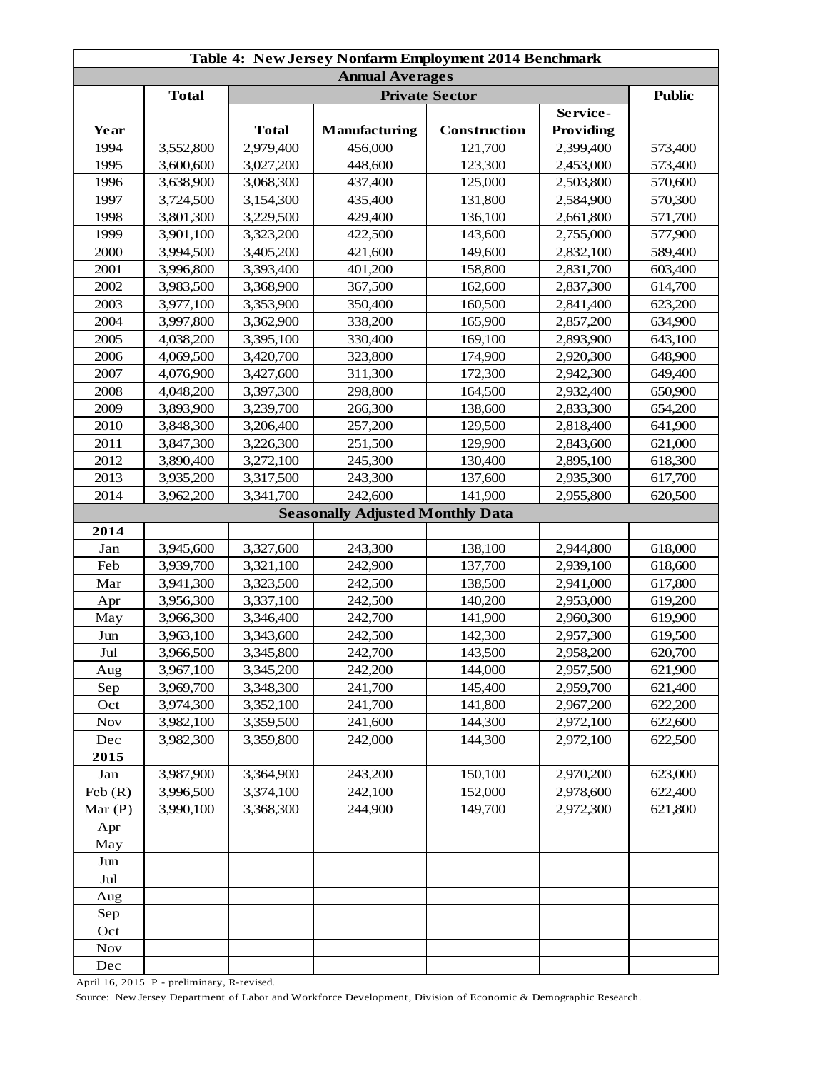| Table 4: New Jersey Nonfarm Employment 2014 Benchmark | | | | | | |
|---|---|---|---|---|---|---|
| **Annual Averages** | | | | | | |
| | **Total** | **Private Sector** | | | | **Public** |
| **Year** | | **Total** | **Manufacturing** | **Construction** | **Service-Providing** | |
| 1994 | 3,552,800 | 2,979,400 | 456,000 | 121,700 | 2,399,400 | 573,400 |
| 1995 | 3,600,600 | 3,027,200 | 448,600 | 123,300 | 2,453,000 | 573,400 |
| 1996 | 3,638,900 | 3,068,300 | 437,400 | 125,000 | 2,503,800 | 570,600 |
| 1997 | 3,724,500 | 3,154,300 | 435,400 | 131,800 | 2,584,900 | 570,300 |
| 1998 | 3,801,300 | 3,229,500 | 429,400 | 136,100 | 2,661,800 | 571,700 |
| 1999 | 3,901,100 | 3,323,200 | 422,500 | 143,600 | 2,755,000 | 577,900 |
| 2000 | 3,994,500 | 3,405,200 | 421,600 | 149,600 | 2,832,100 | 589,400 |
| 2001 | 3,996,800 | 3,393,400 | 401,200 | 158,800 | 2,831,700 | 603,400 |
| 2002 | 3,983,500 | 3,368,900 | 367,500 | 162,600 | 2,837,300 | 614,700 |
| 2003 | 3,977,100 | 3,353,900 | 350,400 | 160,500 | 2,841,400 | 623,200 |
| 2004 | 3,997,800 | 3,362,900 | 338,200 | 165,900 | 2,857,200 | 634,900 |
| 2005 | 4,038,200 | 3,395,100 | 330,400 | 169,100 | 2,893,900 | 643,100 |
| 2006 | 4,069,500 | 3,420,700 | 323,800 | 174,900 | 2,920,300 | 648,900 |
| 2007 | 4,076,900 | 3,427,600 | 311,300 | 172,300 | 2,942,300 | 649,400 |
| 2008 | 4,048,200 | 3,397,300 | 298,800 | 164,500 | 2,932,400 | 650,900 |
| 2009 | 3,893,900 | 3,239,700 | 266,300 | 138,600 | 2,833,300 | 654,200 |
| 2010 | 3,848,300 | 3,206,400 | 257,200 | 129,500 | 2,818,400 | 641,900 |
| 2011 | 3,847,300 | 3,226,300 | 251,500 | 129,900 | 2,843,600 | 621,000 |
| 2012 | 3,890,400 | 3,272,100 | 245,300 | 130,400 | 2,895,100 | 618,300 |
| 2013 | 3,935,200 | 3,317,500 | 243,300 | 137,600 | 2,935,300 | 617,700 |
| 2014 | 3,962,200 | 3,341,700 | 242,600 | 141,900 | 2,955,800 | 620,500 |
| **Seasonally Adjusted Monthly Data** | | | | | | |
| **2014** | | | | | | |
| Jan | 3,945,600 | 3,327,600 | 243,300 | 138,100 | 2,944,800 | 618,000 |
| Feb | 3,939,700 | 3,321,100 | 242,900 | 137,700 | 2,939,100 | 618,600 |
| Mar | 3,941,300 | 3,323,500 | 242,500 | 138,500 | 2,941,000 | 617,800 |
| Apr | 3,956,300 | 3,337,100 | 242,500 | 140,200 | 2,953,000 | 619,200 |
| May | 3,966,300 | 3,346,400 | 242,700 | 141,900 | 2,960,300 | 619,900 |
| Jun | 3,963,100 | 3,343,600 | 242,500 | 142,300 | 2,957,300 | 619,500 |
| Jul | 3,966,500 | 3,345,800 | 242,700 | 143,500 | 2,958,200 | 620,700 |
| Aug | 3,967,100 | 3,345,200 | 242,200 | 144,000 | 2,957,500 | 621,900 |
| Sep | 3,969,700 | 3,348,300 | 241,700 | 145,400 | 2,959,700 | 621,400 |
| Oct | 3,974,300 | 3,352,100 | 241,700 | 141,800 | 2,967,200 | 622,200 |
| Nov | 3,982,100 | 3,359,500 | 241,600 | 144,300 | 2,972,100 | 622,600 |
| Dec | 3,982,300 | 3,359,800 | 242,000 | 144,300 | 2,972,100 | 622,500 |
| **2015** | | | | | | |
| Jan | 3,987,900 | 3,364,900 | 243,200 | 150,100 | 2,970,200 | 623,000 |
| Feb (R) | 3,996,500 | 3,374,100 | 242,100 | 152,000 | 2,978,600 | 622,400 |
| Mar (P) | 3,990,100 | 3,368,300 | 244,900 | 149,700 | 2,972,300 | 621,800 |
| Apr | | | | | | |
| May | | | | | | |
| Jun | | | | | | |
| Jul | | | | | | |
| Aug | | | | | | |
| Sep | | | | | | |
| Oct | | | | | | |
| Nov | | | | | | |
| Dec | | | | | | |

April 16, 2015 P - preliminary, R-revised.

Source: New Jersey Department of Labor and Workforce Development, Division of Economic & Demographic Research.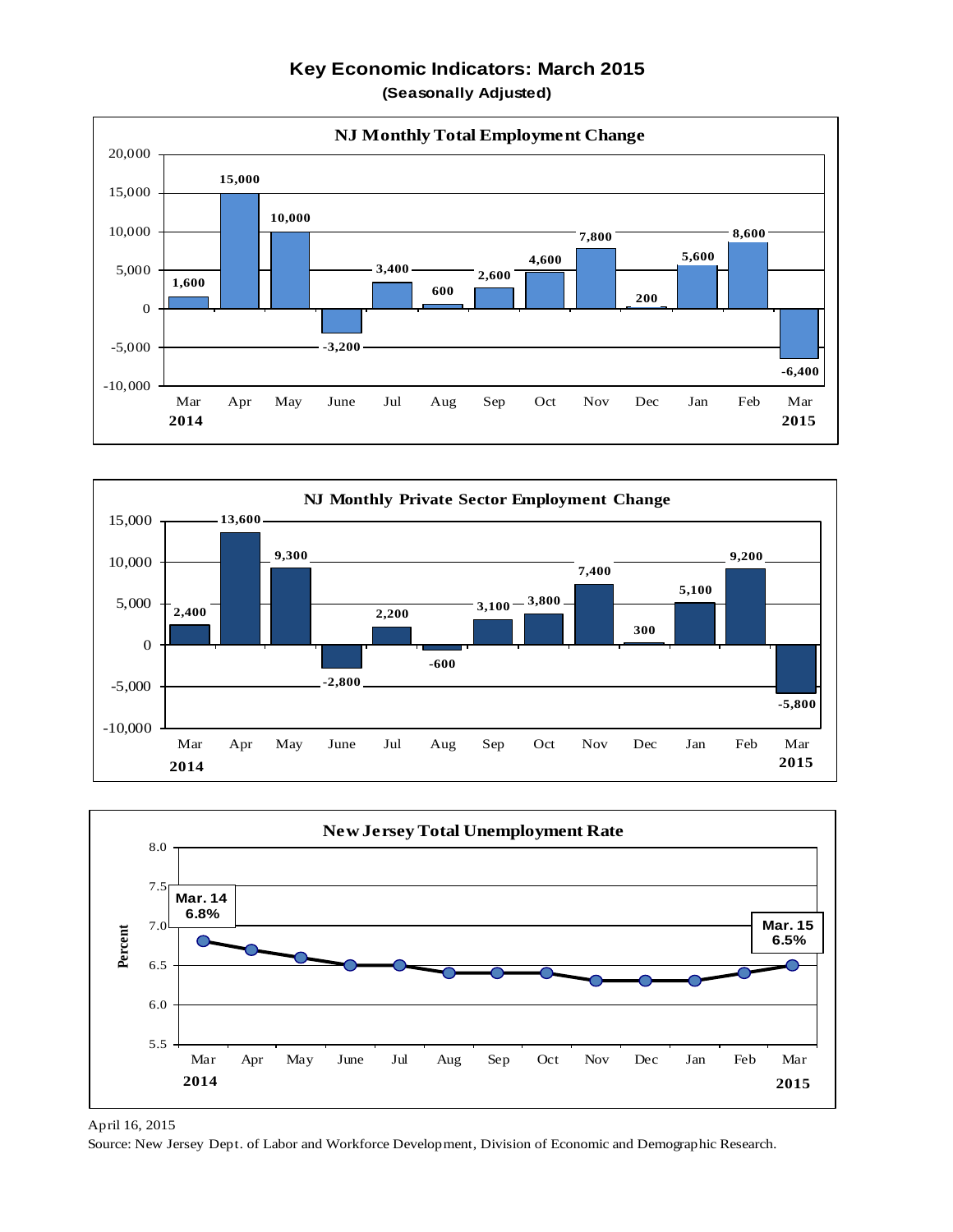# Key Economic Indicators: March 2015

**(Seasonally Adjusted)**

**NJ Monthly Total Employment Change**

20,000
15,000
10,000
5,000
0
-5,000
-10,000

1,600
15,000
10,000
-3,200
3,400
600
2,600
4,600
7,800
200
5,600
8,600
-6,400

Mar Apr May June Jul Aug Sep Oct Nov Dec Jan Feb Mar
2014 2015

**NJ Monthly Private Sector Employment Change**

15,000
10,000
5,000
0
-5,000
-10,000

2,400
13,600
9,300
-2,800
2,200
-600
3,100
3,800
7,400
300
5,100
9,200
-5,800

Mar Apr May June Jul Aug Sep Oct Nov Dec Jan Feb Mar
2014 2015

**New Jersey Total Unemployment Rate**

Percent

8.0
7.5
7.0
6.5
6.0
5.5

Mar. 14
6.8%

Mar. 15
6.5%

Mar Apr May June Jul Aug Sep Oct Nov Dec Jan Feb Mar
2014 2015

April 16, 2015

Source: New Jersey Dept. of Labor and Workforce Development, Division of Economic and Demographic Research.